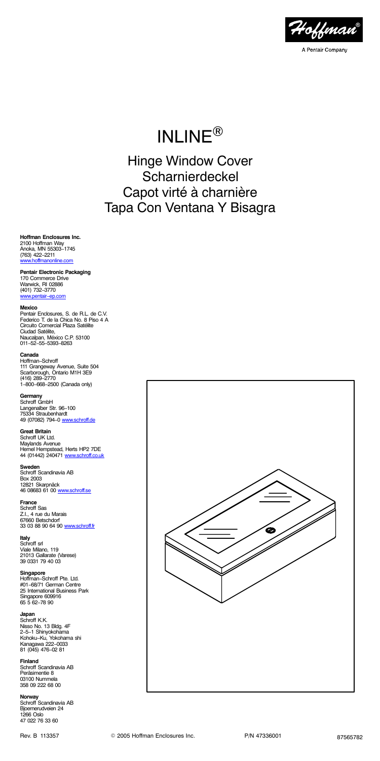Hoffman®

A Pentair Company

# INLINE®

## Hinge Window Cover
## Scharnierdeckel
## Capot virté à charnière
## Tapa Con Ventana Y Bisagra

**Hoffman Enclosures Inc.**
2100 Hoffman Way
Anoka, MN 55303–1745
(763) 422–2211
www.hoffmanonline.com

**Pentair Electronic Packaging**
170 Commerce Drive
Warwick, RI 02886
(401) 732–3770
www.pentair–ep.com

**Mexico**
Pentair Enclosures, S. de R.L. de C.V.
Federico T. de la Chica No. 8 Piso 4 A
Circuito Comercial Plaza Satélite
Ciudad Satélite,
Naucalpan, México C.P. 53100
011–52–55–5393–8263

**Canada**
Hoffman–Schroff
111 Grangeway Avenue, Suite 504
Scarborough, Ontario M1H 3E9
(416) 289–2770
1–800–668–2500 (Canada only)

**Germany**
Schroff GmbH
Langenalber Str. 96–100
75334 Straubenhardt
49 (07082) 794–0 www.schroff.de

**Great Britain**
Schroff UK Ltd.
Maylands Avenue
Hemel Hempstead, Herts HP2 7DE
44 (01442) 240471 www.schroff.co.uk

**Sweden**
Schroff Scandinavia AB
Box 2003
12821 Skarpnäck
46 08683 61 00 www.schroff.se

**France**
Schroff Sas
Z.I., 4 rue du Marais
67660 Betschdorf
33 03 88 90 64 90 www.schroff.fr

**Italy**
Schroff srl
Viale Milano, 119
21013 Gallarate (Varese)
39 0331 79 40 03

**Singapore**
Hoffman–Schroff Pte. Ltd.
#01–68/71 German Centre
25 International Business Park
Singapore 609916
65 5 62–78 90

**Japan**
Schroff K.K.
Nisso No. 13 Bldg. 4F
2–5–1 Shinyokohama
Kohoku–Ku, Yokohama shi
Kanagawa 222–0033
81 (045) 476–02 81

**Finland**
Schroff Scandinavia AB
Peräsimentie 8
03100 Nummela
358 09 222 68 00

**Norway**
Schroff Scandinavia AB
Bjoernerudveien 24
1266 Oslo
47 022 76 33 60

Rev. B 113357 © 2005 Hoffman Enclosures Inc. P/N 47336001 87565782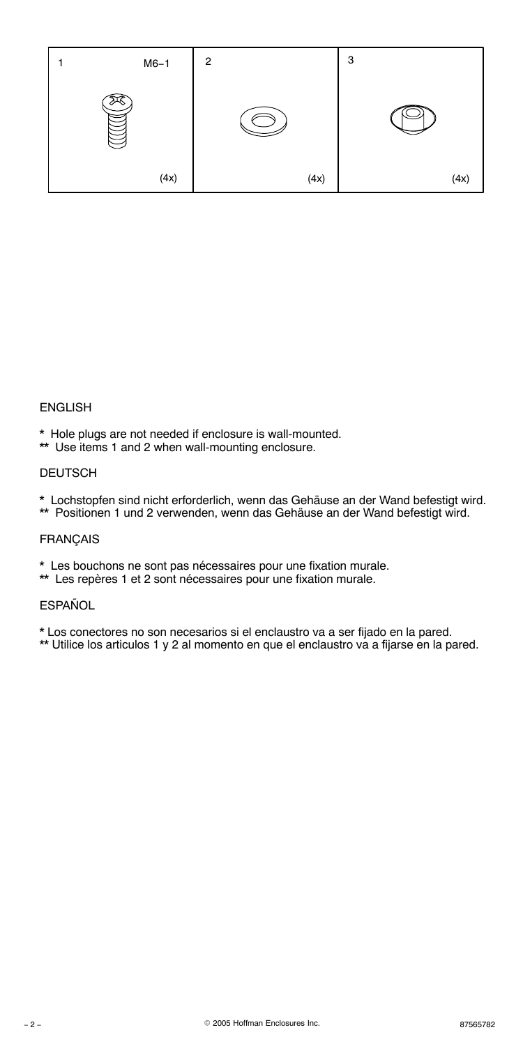| 1 M6–1 | 2 | 3 |
| --- | --- | --- |
| (4x) | (4x) | (4x) |

ENGLISH

* Hole plugs are not needed if enclosure is wall-mounted.
** Use items 1 and 2 when wall-mounting enclosure.

DEUTSCH

* Lochstopfen sind nicht erforderlich, wenn das Gehäuse an der Wand befestigt wird.
** Positionen 1 und 2 verwenden, wenn das Gehäuse an der Wand befestigt wird.

FRANÇAIS

* Les bouchons ne sont pas nécessaires pour une fixation murale.
** Les repères 1 et 2 sont nécessaires pour une fixation murale.

ESPAÑOL

* Los conectores no son necesarios si el enclaustro va a ser fijado en la pared.
** Utilice los articulos 1 y 2 al momento en que el enclaustro va a fijarse en la pared.

© 2005 Hoffman Enclosures Inc. 87565782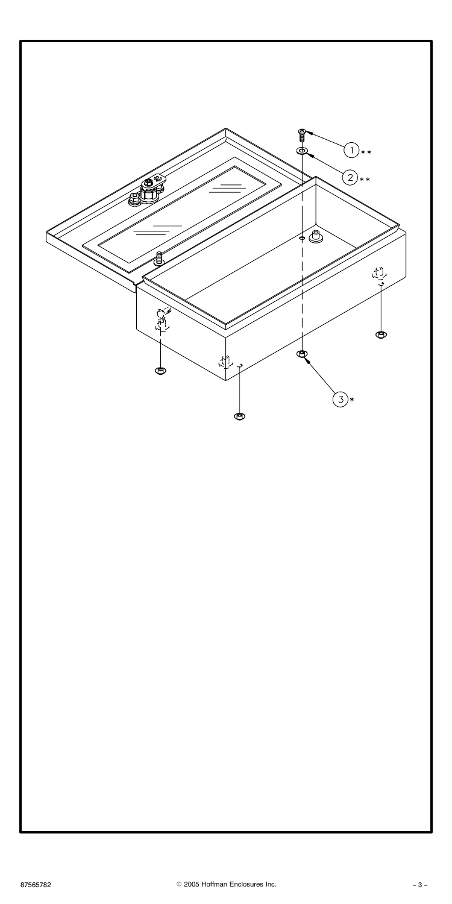1 **

2 **

3 *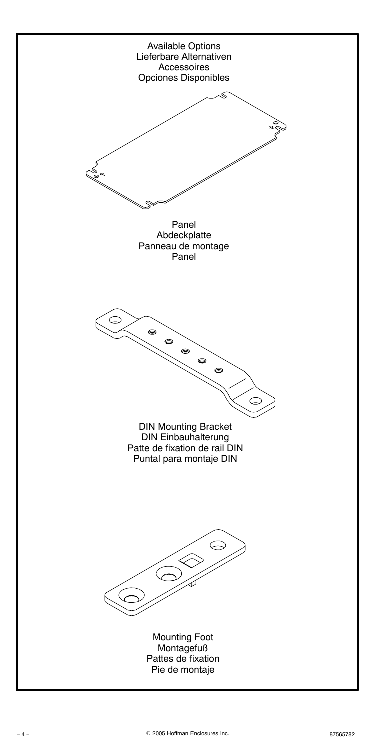Available Options
Lieferbare Alternativen
Accessoires
Opciones Disponibles

Panel
Abdeckplatte
Panneau de montage
Panel

DIN Mounting Bracket
DIN Einbauhalterung
Patte de fixation de rail DIN
Puntal para montaje DIN

Mounting Foot
Montagefuß
Pattes de fixation
Pie de montaje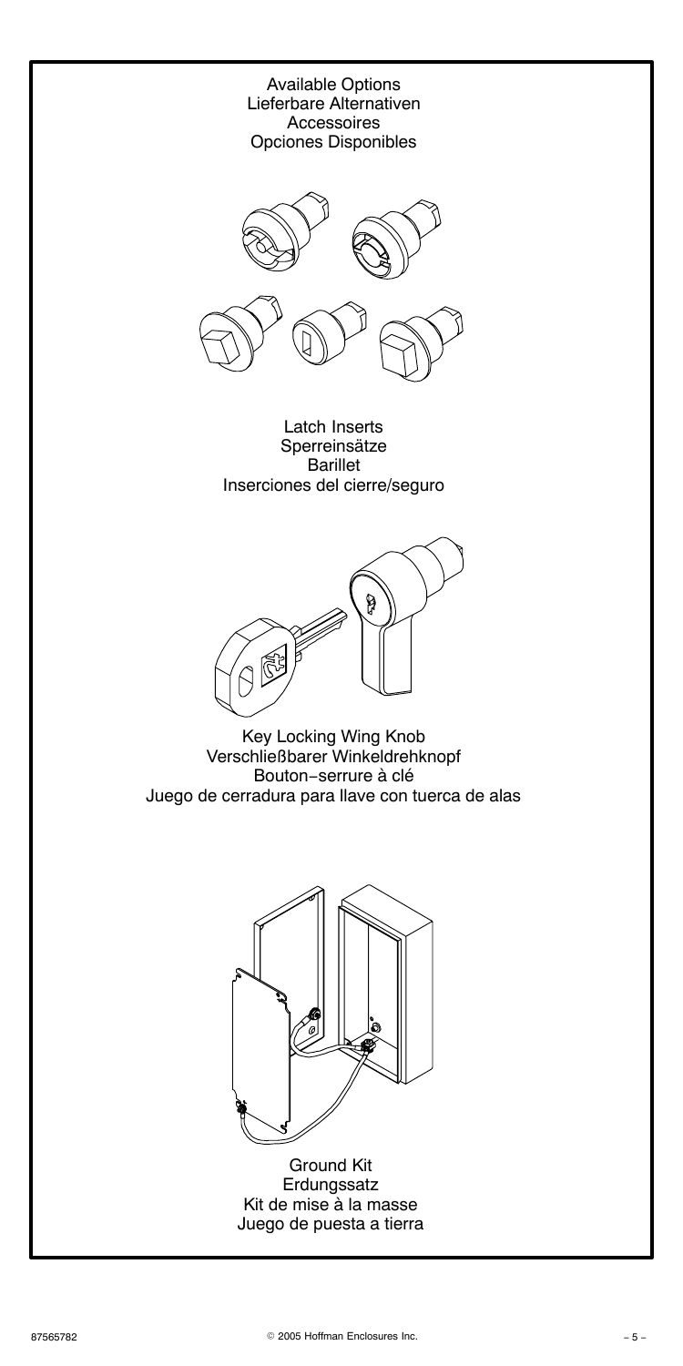# Available Options
# Lieferbare Alternativen
# Accessoires
# Opciones Disponibles

Latch Inserts
Sperreinsätze
Barillet
Inserciones del cierre/seguro

Key Locking Wing Knob
Verschließbarer Winkeldrehknopf
Bouton−serrure à clé
Juego de cerradura para llave con tuerca de alas

Ground Kit
Erdungssatz
Kit de mise à la masse
Juego de puesta a tierra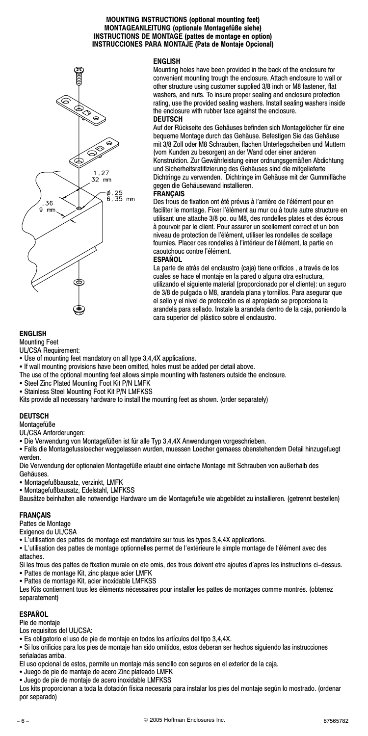# MOUNTING INSTRUCTIONS (optional mounting feet)
# MONTAGEANLEITUNG (optionale Montagefüße siehe)
# INSTRUCTIONS DE MONTAGE (pattes de montage en option)
# INSTRUCCIONES PARA MONTAJE (Pata de Montaje Opcional)

1.27
32 mm

ø.25
6.35 mm

.36
9 mm

**ENGLISH**

Mounting holes have been provided in the back of the enclosure for convenient mounting trough the enclosure. Attach enclosure to wall or other structure using customer supplied 3/8 inch or M8 fastener, flat washers, and nuts. To insure proper sealing and enclosure protection rating, use the provided sealing washers. Install sealing washers inside the enclosure with rubber face against the enclosure.

**DEUTSCH**

Auf der Rückseite des Gehäuses befinden sich Montagelöcher für eine bequeme Montage durch das Gehäuse. Befestigen Sie das Gehäuse mit 3/8 Zoll oder M8 Schrauben, flachen Unterlegscheiben und Muttern (vom Kunden zu besorgen) an der Wand oder einer anderen Konstruktion. Zur Gewährleistung einer ordnungsgemäßen Abdichtung und Sicherheitsratifizierung des Gehäuses sind die mitgelieferte Dichtringe zu verwenden. Dichtringe im Gehäuse mit der Gummifläche gegen die Gehäusewand installieren.

**FRANÇAIS**

Des trous de fixation ont été prévus à l'arrière de l'élément pour en faciliter le montage. Fixer l'élément au mur ou à toute autre structure en utilisant une attache 3/8 po. ou M8, des rondelles plates et des écrous à pourvoir par le client. Pour assurer un scellement correct et un bon niveau de protection de l'élément, utiliser les rondelles de scellage fournies. Placer ces rondelles à l'intérieur de l'élément, la partie en caoutchouc contre l'élément.

**ESPAÑOL**

La parte de atrás del enclaustro (caja) tiene orificios , a través de los cuales se hace el montaje en la pared o alguna otra estructura, utilizando el siguiente material (proporcionado por el cliente): un seguro de 3/8 de pulgada o M8, arandela plana y tornillos. Para asegurar que el sello y el nivel de protección es el apropiado se proporciona la arandela para sellado. Instale la arandela dentro de la caja, poniendo la cara superior del plástico sobre el enclaustro.

## ENGLISH

Mounting Feet

UL/CSA Requirement:

- Use of mounting feet mandatory on all type 3,4,4X applications.
- If wall mounting provisions have been omitted, holes must be added per detail above.

The use of the optional mounting feet allows simple mounting with fasteners outside the enclosure.

- Steel Zinc Plated Mounting Foot Kit P/N LMFK
- Stainless Steel Mounting Foot Kit P/N LMFKSS

Kits provide all necessary hardware to install the mounting feet as shown. (order separately)

## DEUTSCH

Montagefüße

UL/CSA Anforderungen:

- Die Verwendung von Montagefüßen ist für alle Typ 3,4,4X Anwendungen vorgeschrieben.
- Falls die Montagefussloecher weggelassen wurden, muessen Loecher gemaess obenstehendem Detail hinzugefuegt werden.

Die Verwendung der optionalen Montagefüße erlaubt eine einfache Montage mit Schrauben von außerhalb des Gehäuses.

- Montagefußbausatz, verzinkt, LMFK
- Montagefußbausatz, Edelstahl, LMFKSS

Bausätze beinhalten alle notwendige Hardware um die Montagefüße wie abgebildet zu installieren. (getrennt bestellen)

## FRANÇAIS

Pattes de Montage

Exigence du UL/CSA

- L'utilisation des pattes de montage est mandatoire sur tous les types 3,4,4X applications.
- L'utilisation des pattes de montage optionnelles permet de l'extérieure le simple montage de l'élément avec des attaches.

Si les trous des pattes de fixation murale on ete omis, des trous doivent etre ajoutes d'apres les instructions ci-dessus.

- Pattes de montage Kit, zinc plaque acier LMFK
- Pattes de montage Kit, acier inoxidable LMFKSS

Les Kits contiennent tous les éléments nécessaires pour installer les pattes de montages comme montrés. (obtenez separatement)

## ESPAÑOL

Pie de montaje

Los requisitos del UL/CSA:

- Es obligatorio el uso de pie de montaje en todos los artículos del tipo 3,4,4X.
- Si los orificios para los pies de montaje han sido omitidos, estos deberan ser hechos siguiendo las instrucciones señaladas arriba.

El uso opcional de estos, permite un montaje más sencillo con seguros en el exterior de la caja.

- Juego de pie de mantaje de acero Zinc plateado LMFK
- Juego de pie de montaje de acero inoxidable LMFKSS

Los kits proporcionan a toda la dotación física necesaria para instalar los pies del montaje según lo mostrado. (ordenar por separado)

© 2005 Hoffman Enclosures Inc. 87565782